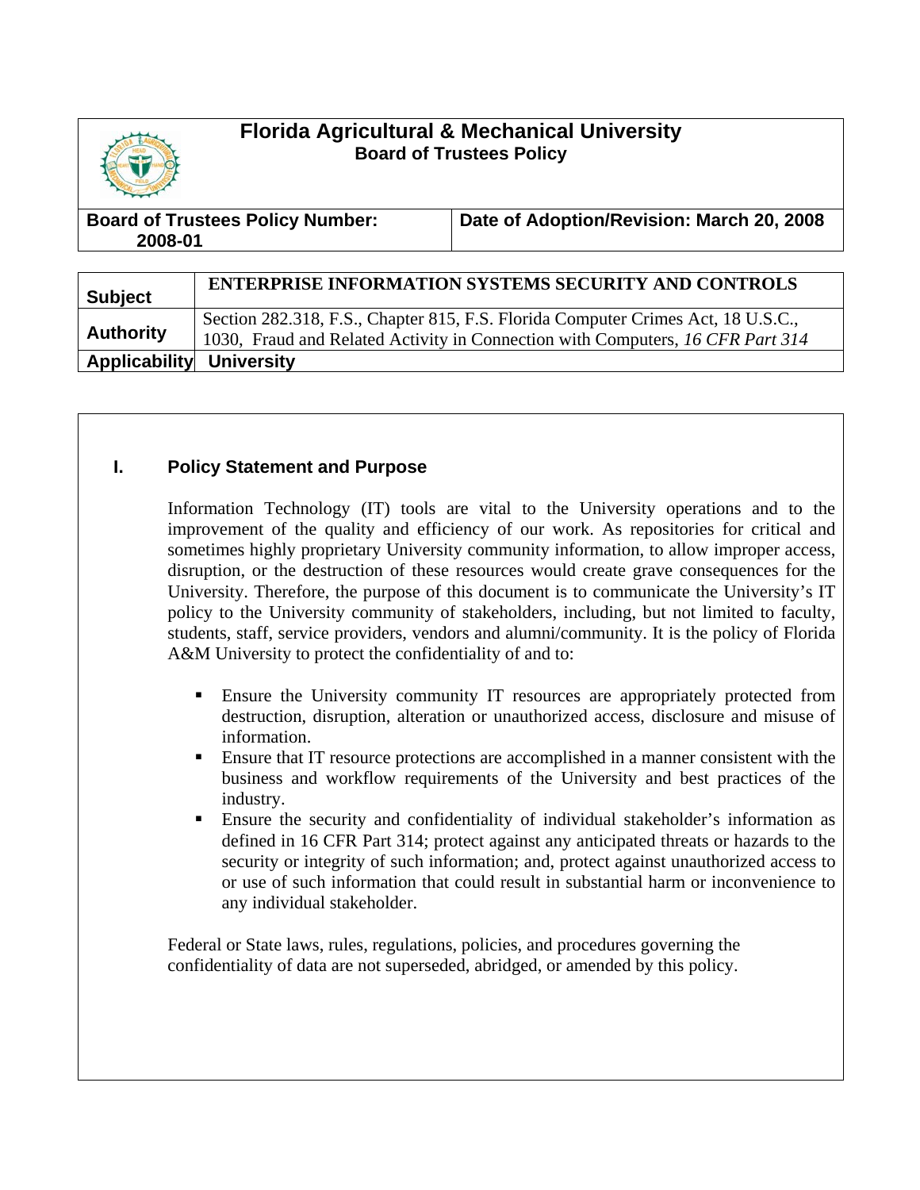# Florida Agricultural & Mechanical University

## Board of Trustees Policy

| Board of Trustees Policy Number: 2008-01 | Date of Adoption/Revision: March 20, 2008 |
| --- | --- |

| **Subject** | **ENTERPRISE INFORMATION SYSTEMS SECURITY AND CONTROLS** |
| --- | --- |
| **Authority** | Section 282.318, F.S., Chapter 815, F.S. Florida Computer Crimes Act, 18 U.S.C., 1030, Fraud and Related Activity in Connection with Computers, *16 CFR Part 314* |
| **Applicability** | **University** |

### I. Policy Statement and Purpose

Information Technology (IT) tools are vital to the University operations and to the improvement of the quality and efficiency of our work. As repositories for critical and sometimes highly proprietary University community information, to allow improper access, disruption, or the destruction of these resources would create grave consequences for the University. Therefore, the purpose of this document is to communicate the University's IT policy to the University community of stakeholders, including, but not limited to faculty, students, staff, service providers, vendors and alumni/community. It is the policy of Florida A&M University to protect the confidentiality of and to:

- Ensure the University community IT resources are appropriately protected from destruction, disruption, alteration or unauthorized access, disclosure and misuse of information.
- Ensure that IT resource protections are accomplished in a manner consistent with the business and workflow requirements of the University and best practices of the industry.
- Ensure the security and confidentiality of individual stakeholder's information as defined in 16 CFR Part 314; protect against any anticipated threats or hazards to the security or integrity of such information; and, protect against unauthorized access to or use of such information that could result in substantial harm or inconvenience to any individual stakeholder.

Federal or State laws, rules, regulations, policies, and procedures governing the confidentiality of data are not superseded, abridged, or amended by this policy.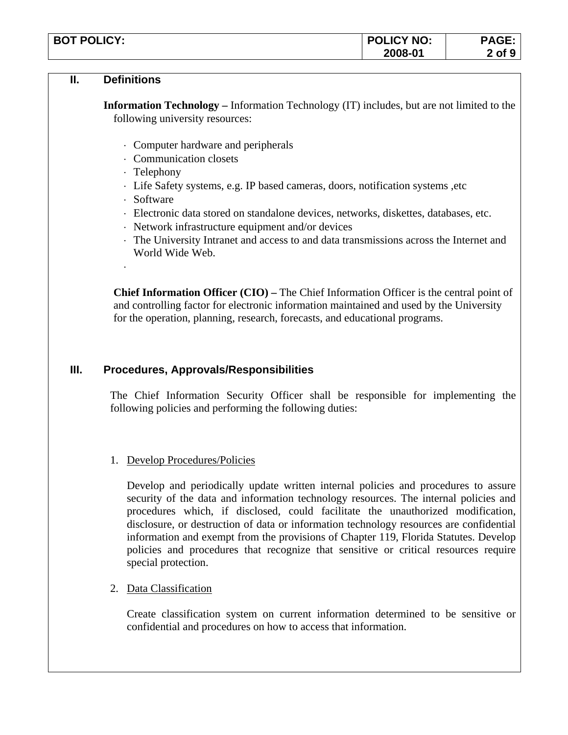## II. Definitions

**Information Technology –** Information Technology (IT) includes, but are not limited to the following university resources:

- Computer hardware and peripherals
- Communication closets
- Telephony
- Life Safety systems, e.g. IP based cameras, doors, notification systems ,etc
- Software
- Electronic data stored on standalone devices, networks, diskettes, databases, etc.
- Network infrastructure equipment and/or devices
- The University Intranet and access to and data transmissions across the Internet and World Wide Web.

**Chief Information Officer (CIO) –** The Chief Information Officer is the central point of and controlling factor for electronic information maintained and used by the University for the operation, planning, research, forecasts, and educational programs.

## III. Procedures, Approvals/Responsibilities

The Chief Information Security Officer shall be responsible for implementing the following policies and performing the following duties:

1. Develop Procedures/Policies

   Develop and periodically update written internal policies and procedures to assure security of the data and information technology resources. The internal policies and procedures which, if disclosed, could facilitate the unauthorized modification, disclosure, or destruction of data or information technology resources are confidential information and exempt from the provisions of Chapter 119, Florida Statutes. Develop policies and procedures that recognize that sensitive or critical resources require special protection.

2. Data Classification

   Create classification system on current information determined to be sensitive or confidential and procedures on how to access that information.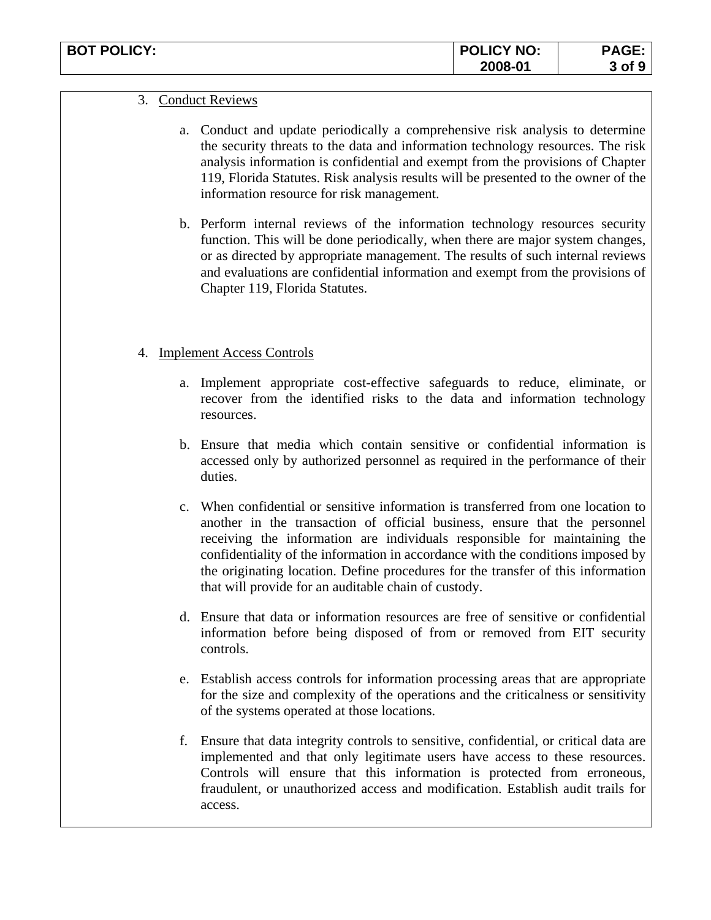3. <u>Conduct Reviews</u>

   a. Conduct and update periodically a comprehensive risk analysis to determine the security threats to the data and information technology resources. The risk analysis information is confidential and exempt from the provisions of Chapter 119, Florida Statutes. Risk analysis results will be presented to the owner of the information resource for risk management.

   b. Perform internal reviews of the information technology resources security function. This will be done periodically, when there are major system changes, or as directed by appropriate management. The results of such internal reviews and evaluations are confidential information and exempt from the provisions of Chapter 119, Florida Statutes.

4. <u>Implement Access Controls</u>

   a. Implement appropriate cost-effective safeguards to reduce, eliminate, or recover from the identified risks to the data and information technology resources.

   b. Ensure that media which contain sensitive or confidential information is accessed only by authorized personnel as required in the performance of their duties.

   c. When confidential or sensitive information is transferred from one location to another in the transaction of official business, ensure that the personnel receiving the information are individuals responsible for maintaining the confidentiality of the information in accordance with the conditions imposed by the originating location. Define procedures for the transfer of this information that will provide for an auditable chain of custody.

   d. Ensure that data or information resources are free of sensitive or confidential information before being disposed of from or removed from EIT security controls.

   e. Establish access controls for information processing areas that are appropriate for the size and complexity of the operations and the criticalness or sensitivity of the systems operated at those locations.

   f. Ensure that data integrity controls to sensitive, confidential, or critical data are implemented and that only legitimate users have access to these resources. Controls will ensure that this information is protected from erroneous, fraudulent, or unauthorized access and modification. Establish audit trails for access.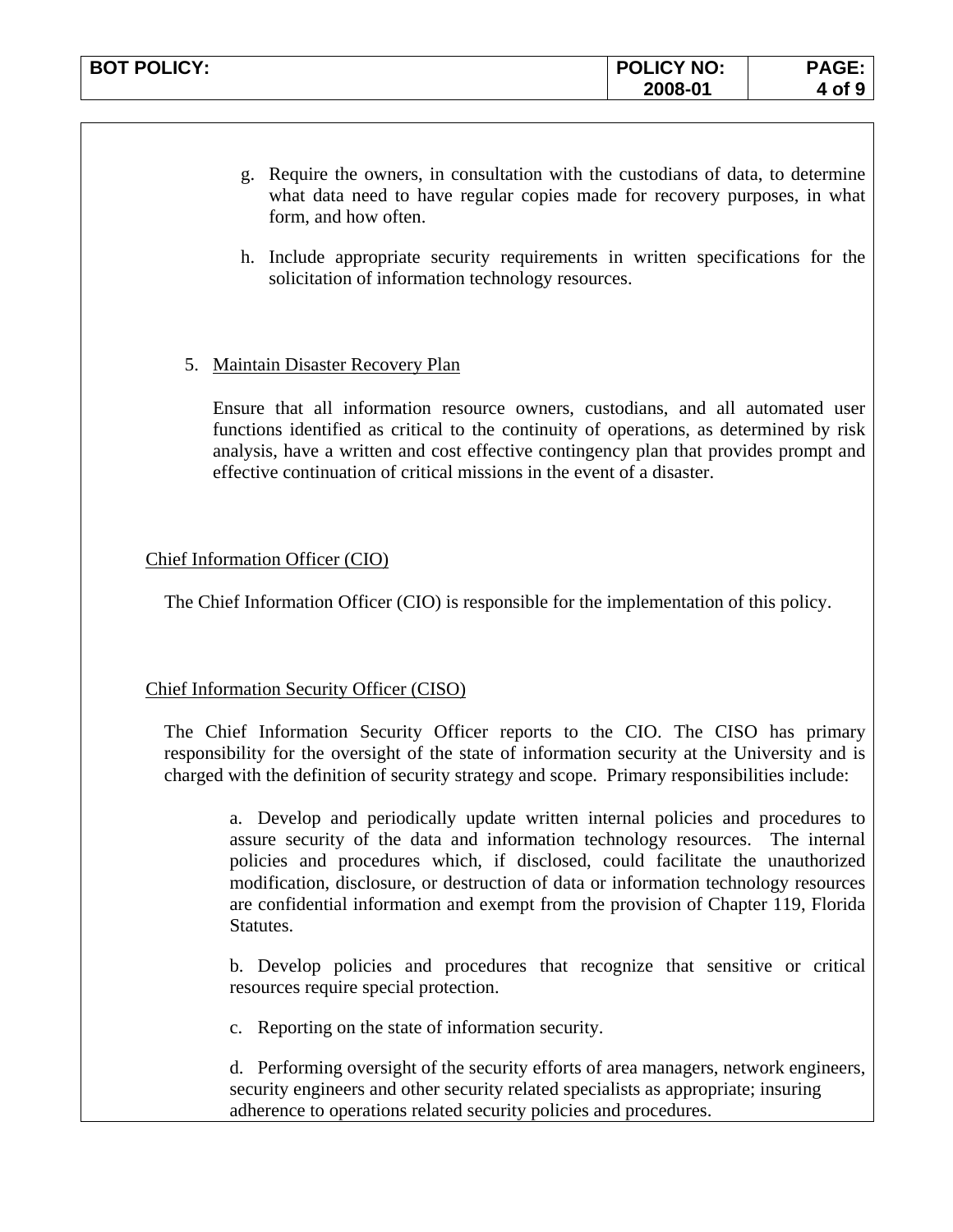g. Require the owners, in consultation with the custodians of data, to determine what data need to have regular copies made for recovery purposes, in what form, and how often.

h. Include appropriate security requirements in written specifications for the solicitation of information technology resources.

5. Maintain Disaster Recovery Plan

   Ensure that all information resource owners, custodians, and all automated user functions identified as critical to the continuity of operations, as determined by risk analysis, have a written and cost effective contingency plan that provides prompt and effective continuation of critical missions in the event of a disaster.

Chief Information Officer (CIO)

The Chief Information Officer (CIO) is responsible for the implementation of this policy.

Chief Information Security Officer (CISO)

The Chief Information Security Officer reports to the CIO. The CISO has primary responsibility for the oversight of the state of information security at the University and is charged with the definition of security strategy and scope. Primary responsibilities include:

a. Develop and periodically update written internal policies and procedures to assure security of the data and information technology resources. The internal policies and procedures which, if disclosed, could facilitate the unauthorized modification, disclosure, or destruction of data or information technology resources are confidential information and exempt from the provision of Chapter 119, Florida Statutes.

b. Develop policies and procedures that recognize that sensitive or critical resources require special protection.

c. Reporting on the state of information security.

d. Performing oversight of the security efforts of area managers, network engineers, security engineers and other security related specialists as appropriate; insuring adherence to operations related security policies and procedures.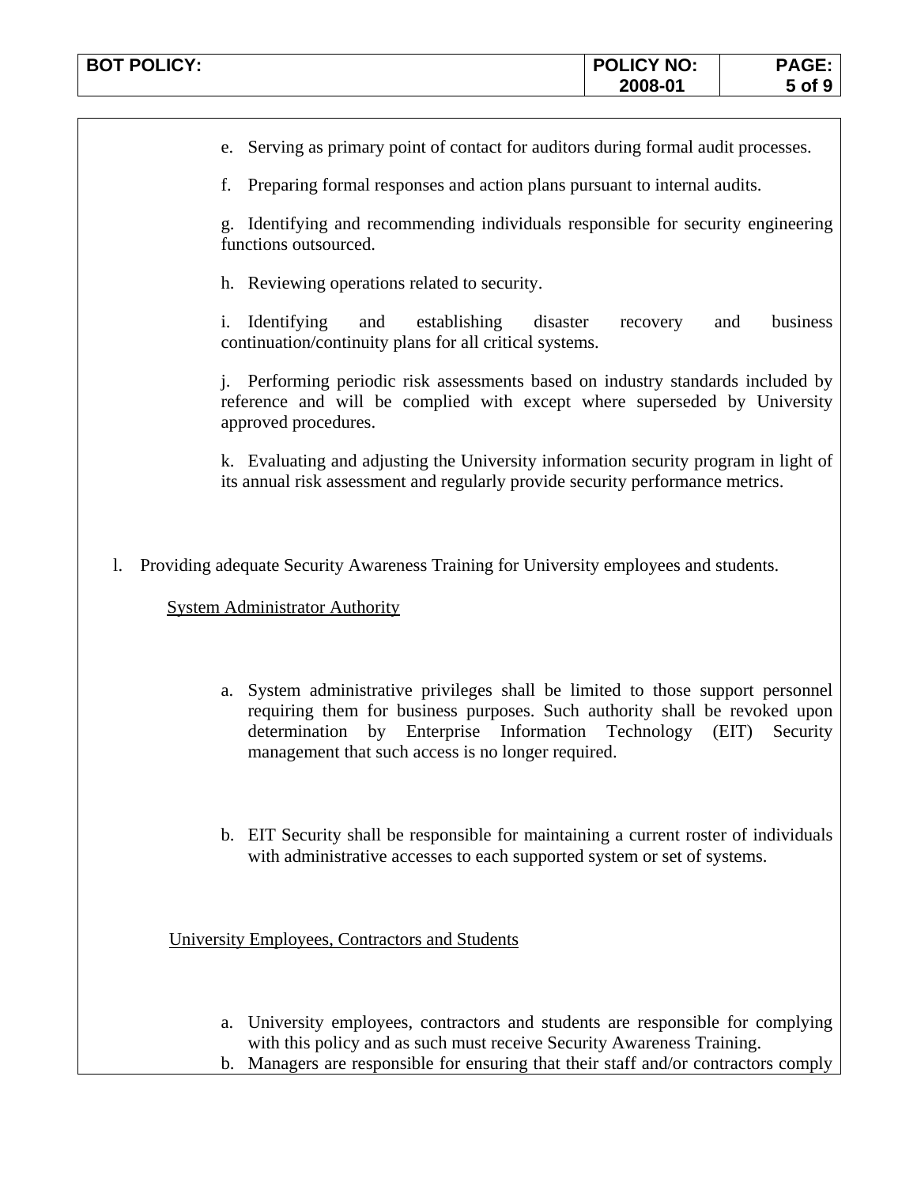e. Serving as primary point of contact for auditors during formal audit processes.

f. Preparing formal responses and action plans pursuant to internal audits.

g. Identifying and recommending individuals responsible for security engineering functions outsourced.

h. Reviewing operations related to security.

i. Identifying and establishing disaster recovery and business continuation/continuity plans for all critical systems.

j. Performing periodic risk assessments based on industry standards included by reference and will be complied with except where superseded by University approved procedures.

k. Evaluating and adjusting the University information security program in light of its annual risk assessment and regularly provide security performance metrics.

l. Providing adequate Security Awareness Training for University employees and students.

System Administrator Authority

a. System administrative privileges shall be limited to those support personnel requiring them for business purposes. Such authority shall be revoked upon determination by Enterprise Information Technology (EIT) Security management that such access is no longer required.

b. EIT Security shall be responsible for maintaining a current roster of individuals with administrative accesses to each supported system or set of systems.

University Employees, Contractors and Students

a. University employees, contractors and students are responsible for complying with this policy and as such must receive Security Awareness Training.

b. Managers are responsible for ensuring that their staff and/or contractors comply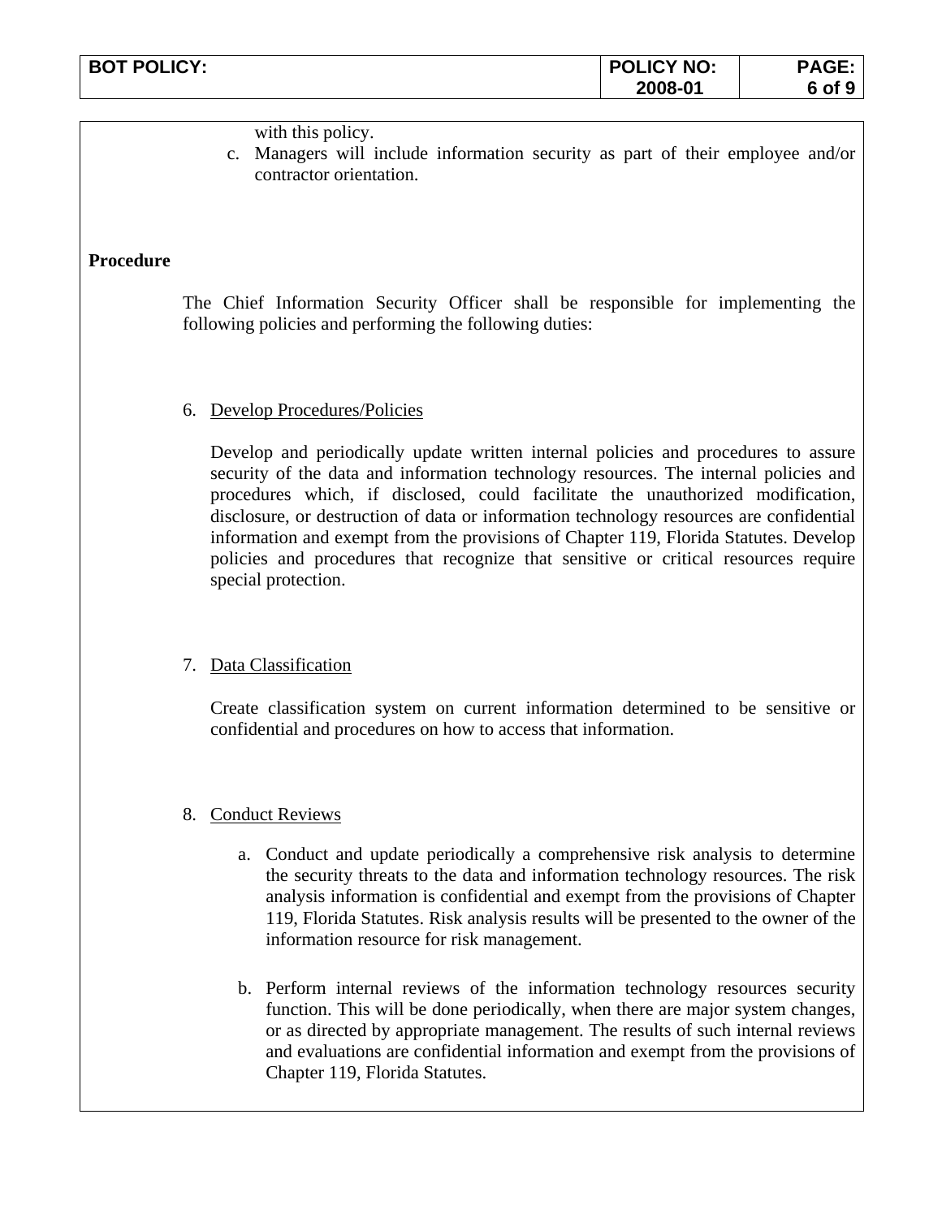with this policy.

c. Managers will include information security as part of their employee and/or contractor orientation.

**Procedure**

The Chief Information Security Officer shall be responsible for implementing the following policies and performing the following duties:

6. Develop Procedures/Policies

   Develop and periodically update written internal policies and procedures to assure security of the data and information technology resources. The internal policies and procedures which, if disclosed, could facilitate the unauthorized modification, disclosure, or destruction of data or information technology resources are confidential information and exempt from the provisions of Chapter 119, Florida Statutes. Develop policies and procedures that recognize that sensitive or critical resources require special protection.

7. Data Classification

   Create classification system on current information determined to be sensitive or confidential and procedures on how to access that information.

8. Conduct Reviews

   a. Conduct and update periodically a comprehensive risk analysis to determine the security threats to the data and information technology resources. The risk analysis information is confidential and exempt from the provisions of Chapter 119, Florida Statutes. Risk analysis results will be presented to the owner of the information resource for risk management.

   b. Perform internal reviews of the information technology resources security function. This will be done periodically, when there are major system changes, or as directed by appropriate management. The results of such internal reviews and evaluations are confidential information and exempt from the provisions of Chapter 119, Florida Statutes.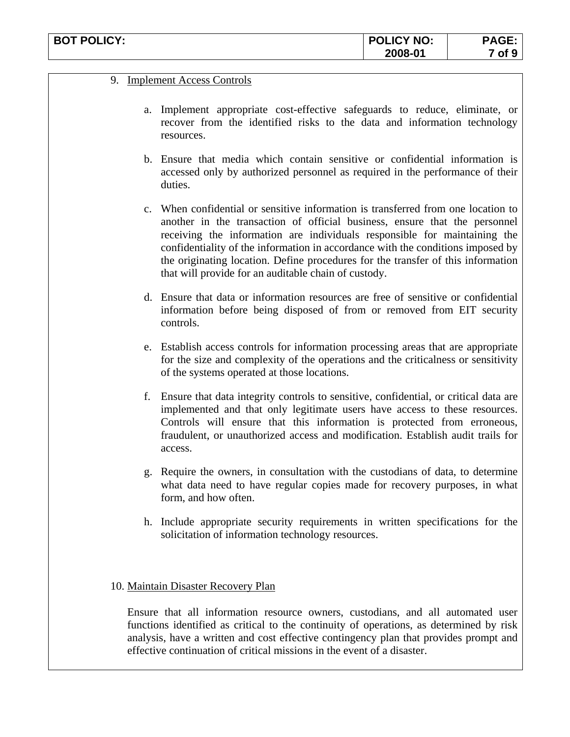9. Implement Access Controls

   a. Implement appropriate cost-effective safeguards to reduce, eliminate, or recover from the identified risks to the data and information technology resources.

   b. Ensure that media which contain sensitive or confidential information is accessed only by authorized personnel as required in the performance of their duties.

   c. When confidential or sensitive information is transferred from one location to another in the transaction of official business, ensure that the personnel receiving the information are individuals responsible for maintaining the confidentiality of the information in accordance with the conditions imposed by the originating location. Define procedures for the transfer of this information that will provide for an auditable chain of custody.

   d. Ensure that data or information resources are free of sensitive or confidential information before being disposed of from or removed from EIT security controls.

   e. Establish access controls for information processing areas that are appropriate for the size and complexity of the operations and the criticalness or sensitivity of the systems operated at those locations.

   f. Ensure that data integrity controls to sensitive, confidential, or critical data are implemented and that only legitimate users have access to these resources. Controls will ensure that this information is protected from erroneous, fraudulent, or unauthorized access and modification. Establish audit trails for access.

   g. Require the owners, in consultation with the custodians of data, to determine what data need to have regular copies made for recovery purposes, in what form, and how often.

   h. Include appropriate security requirements in written specifications for the solicitation of information technology resources.

10. Maintain Disaster Recovery Plan

    Ensure that all information resource owners, custodians, and all automated user functions identified as critical to the continuity of operations, as determined by risk analysis, have a written and cost effective contingency plan that provides prompt and effective continuation of critical missions in the event of a disaster.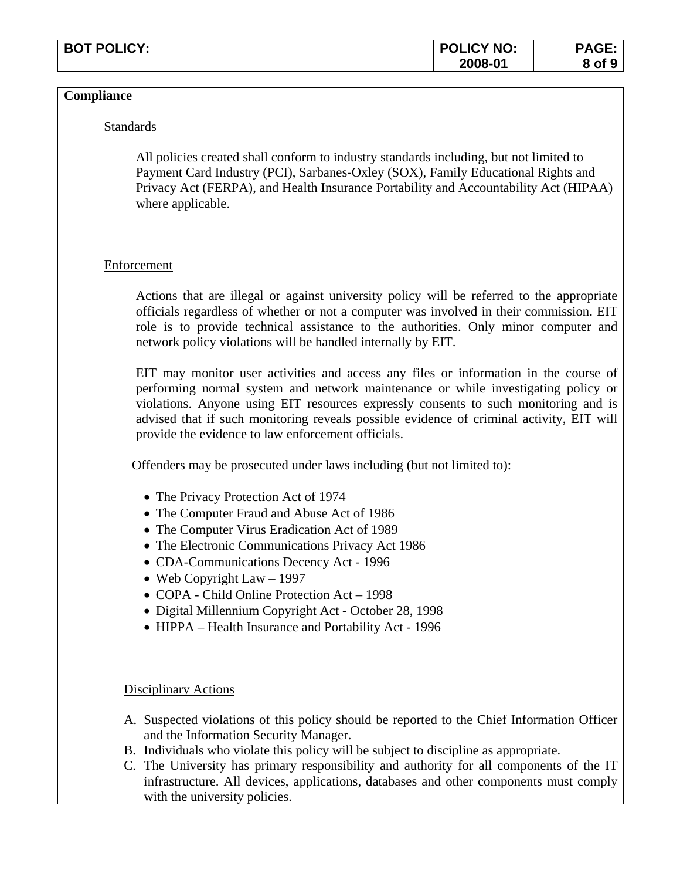## Compliance

### Standards

All policies created shall conform to industry standards including, but not limited to Payment Card Industry (PCI), Sarbanes-Oxley (SOX), Family Educational Rights and Privacy Act (FERPA), and Health Insurance Portability and Accountability Act (HIPAA) where applicable.

### Enforcement

Actions that are illegal or against university policy will be referred to the appropriate officials regardless of whether or not a computer was involved in their commission. EIT role is to provide technical assistance to the authorities. Only minor computer and network policy violations will be handled internally by EIT.

EIT may monitor user activities and access any files or information in the course of performing normal system and network maintenance or while investigating policy or violations. Anyone using EIT resources expressly consents to such monitoring and is advised that if such monitoring reveals possible evidence of criminal activity, EIT will provide the evidence to law enforcement officials.

Offenders may be prosecuted under laws including (but not limited to):

- The Privacy Protection Act of 1974
- The Computer Fraud and Abuse Act of 1986
- The Computer Virus Eradication Act of 1989
- The Electronic Communications Privacy Act 1986
- CDA-Communications Decency Act - 1996
- Web Copyright Law – 1997
- COPA - Child Online Protection Act – 1998
- Digital Millennium Copyright Act - October 28, 1998
- HIPPA – Health Insurance and Portability Act - 1996

### Disciplinary Actions

A. Suspected violations of this policy should be reported to the Chief Information Officer and the Information Security Manager.
B. Individuals who violate this policy will be subject to discipline as appropriate.
C. The University has primary responsibility and authority for all components of the IT infrastructure. All devices, applications, databases and other components must comply with the university policies.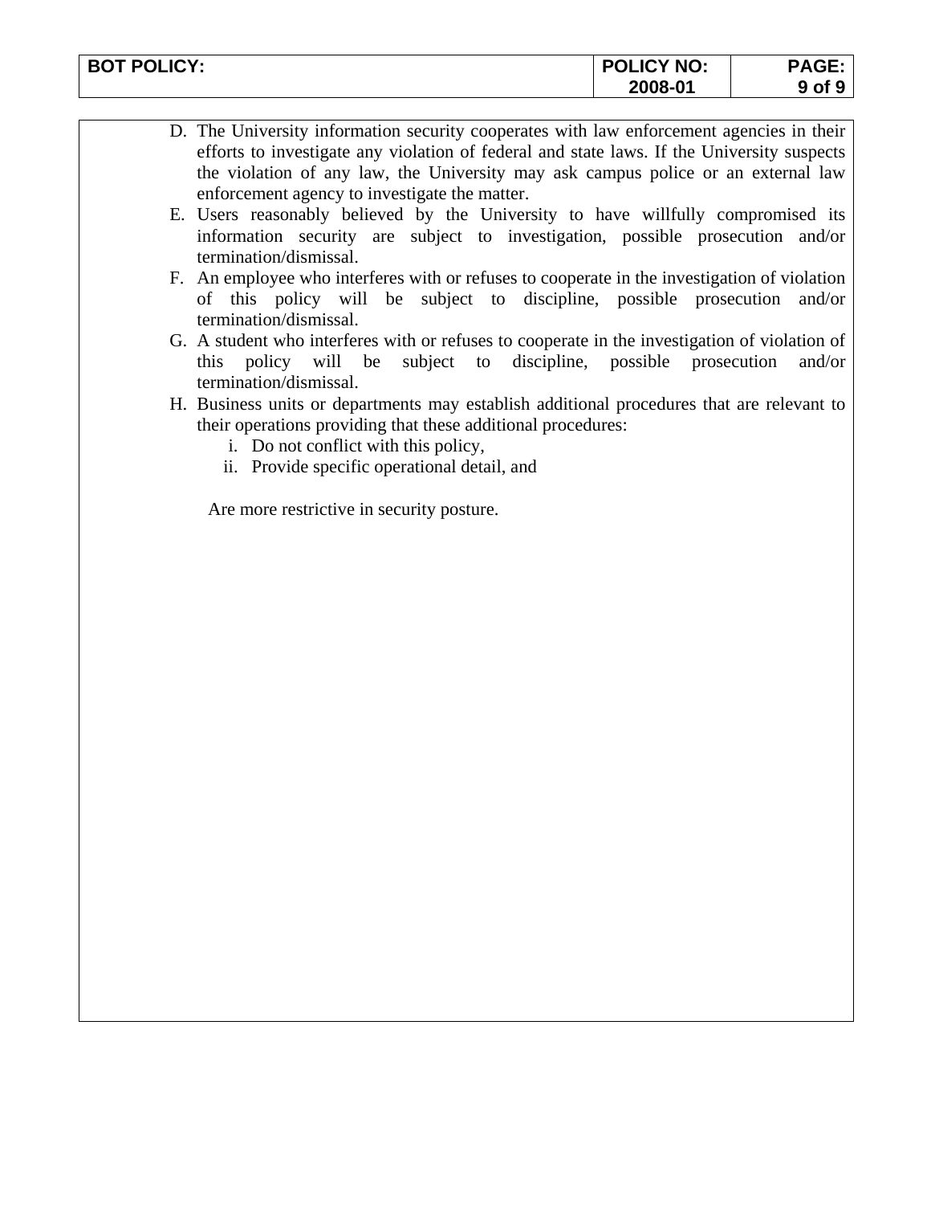D. The University information security cooperates with law enforcement agencies in their efforts to investigate any violation of federal and state laws. If the University suspects the violation of any law, the University may ask campus police or an external law enforcement agency to investigate the matter.

E. Users reasonably believed by the University to have willfully compromised its information security are subject to investigation, possible prosecution and/or termination/dismissal.

F. An employee who interferes with or refuses to cooperate in the investigation of violation of this policy will be subject to discipline, possible prosecution and/or termination/dismissal.

G. A student who interferes with or refuses to cooperate in the investigation of violation of this policy will be subject to discipline, possible prosecution and/or termination/dismissal.

H. Business units or departments may establish additional procedures that are relevant to their operations providing that these additional procedures:

   i. Do not conflict with this policy,
   ii. Provide specific operational detail, and

   Are more restrictive in security posture.